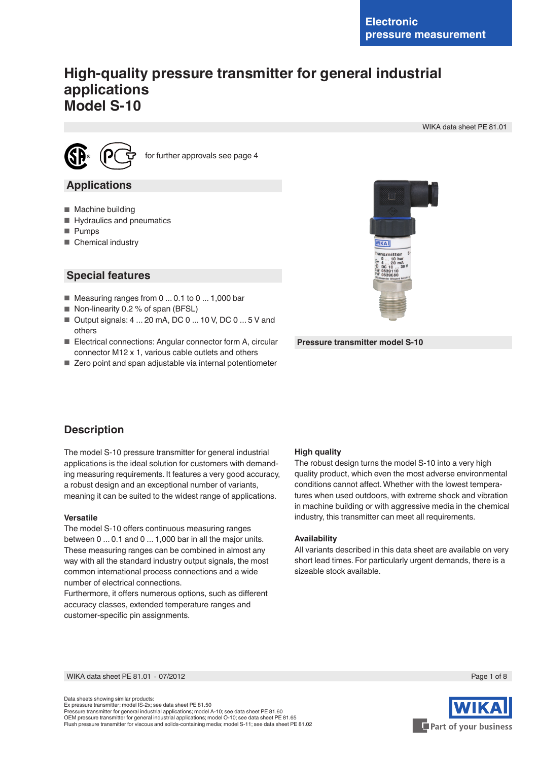Electronic pressure measurement

# High-quality pressure transmitter for general industrial applications
# Model S-10

WIKA data sheet PE 81.01

for further approvals see page 4

## Applications

- Machine building
- Hydraulics and pneumatics
- Pumps
- Chemical industry

## Special features

- Measuring ranges from 0 ... 0.1 to 0 ... 1,000 bar
- Non-linearity 0.2 % of span (BFSL)
- Output signals: 4 ... 20 mA, DC 0 ... 10 V, DC 0 ... 5 V and others
- Electrical connections: Angular connector form A, circular connector M12 x 1, various cable outlets and others
- Zero point and span adjustable via internal potentiometer

Pressure transmitter model S-10

## Description

The model S-10 pressure transmitter for general industrial applications is the ideal solution for customers with demanding measuring requirements. It features a very good accuracy, a robust design and an exceptional number of variants, meaning it can be suited to the widest range of applications.

### Versatile

The model S-10 offers continuous measuring ranges between 0 ... 0.1 and 0 ... 1,000 bar in all the major units. These measuring ranges can be combined in almost any way with all the standard industry output signals, the most common international process connections and a wide number of electrical connections.
Furthermore, it offers numerous options, such as different accuracy classes, extended temperature ranges and customer-specific pin assignments.

### High quality

The robust design turns the model S-10 into a very high quality product, which even the most adverse environmental conditions cannot affect. Whether with the lowest temperatures when used outdoors, with extreme shock and vibration in machine building or with aggressive media in the chemical industry, this transmitter can meet all requirements.

### Availability

All variants described in this data sheet are available on very short lead times. For particularly urgent demands, there is a sizeable stock available.

Data sheets showing similar products:
Ex pressure transmitter; model IS-2x; see data sheet PE 81.50
Pressure transmitter for general industrial applications; model A-10; see data sheet PE 81.60
OEM pressure transmitter for general industrial applications; model O-10; see data sheet PE 81.65
Flush pressure transmitter for viscous and solids-containing media; model S-11; see data sheet PE 81.02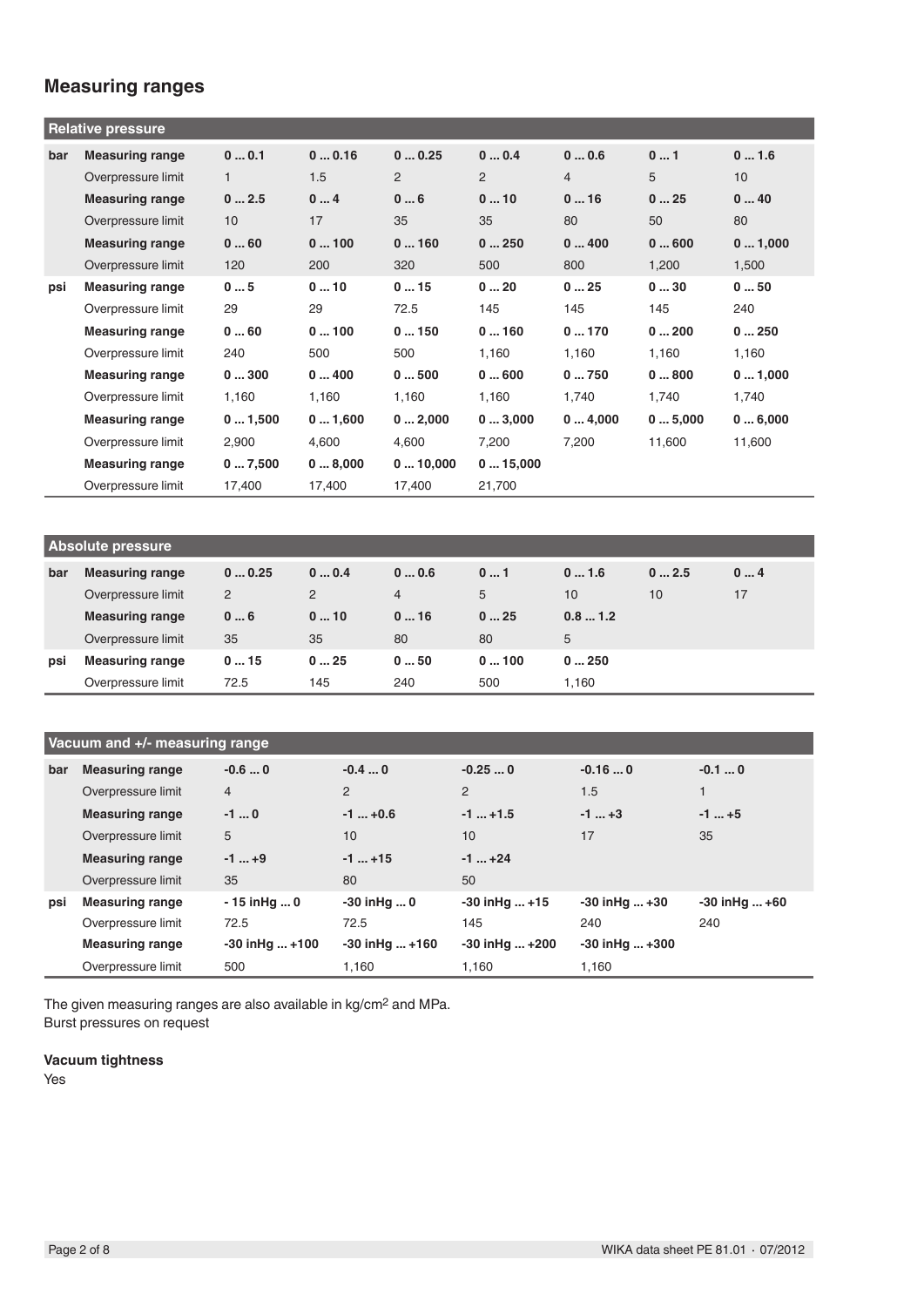## Measuring ranges

| Relative pressure | | | | | | | | |
|---|---|---|---|---|---|---|---|---|
| bar | **Measuring range** | **0 ... 0.1** | **0 ... 0.16** | **0 ... 0.25** | **0 ... 0.4** | **0 ... 0.6** | **0 ... 1** | **0 ... 1.6** |
| | Overpressure limit | 1 | 1.5 | 2 | 2 | 4 | 5 | 10 |
| | **Measuring range** | **0 ... 2.5** | **0 ... 4** | **0 ... 6** | **0 ... 10** | **0 ... 16** | **0 ... 25** | **0 ... 40** |
| | Overpressure limit | 10 | 17 | 35 | 35 | 80 | 50 | 80 |
| | **Measuring range** | **0 ... 60** | **0 ... 100** | **0 ... 160** | **0 ... 250** | **0 ... 400** | **0 ... 600** | **0 ... 1,000** |
| | Overpressure limit | 120 | 200 | 320 | 500 | 800 | 1,200 | 1,500 |
| psi | **Measuring range** | **0 ... 5** | **0 ... 10** | **0 ... 15** | **0 ... 20** | **0 ... 25** | **0 ... 30** | **0 ... 50** |
| | Overpressure limit | 29 | 29 | 72.5 | 145 | 145 | 145 | 240 |
| | **Measuring range** | **0 ... 60** | **0 ... 100** | **0 ... 150** | **0 ... 160** | **0 ... 170** | **0 ... 200** | **0 ... 250** |
| | Overpressure limit | 240 | 500 | 500 | 1,160 | 1,160 | 1,160 | 1,160 |
| | **Measuring range** | **0 ... 300** | **0 ... 400** | **0 ... 500** | **0 ... 600** | **0 ... 750** | **0 ... 800** | **0 ... 1,000** |
| | Overpressure limit | 1,160 | 1,160 | 1,160 | 1,160 | 1,740 | 1,740 | 1,740 |
| | **Measuring range** | **0 ... 1,500** | **0 ... 1,600** | **0 ... 2,000** | **0 ... 3,000** | **0 ... 4,000** | **0 ... 5,000** | **0 ... 6,000** |
| | Overpressure limit | 2,900 | 4,600 | 4,600 | 7,200 | 7,200 | 11,600 | 11,600 |
| | **Measuring range** | **0 ... 7,500** | **0 ... 8,000** | **0 ... 10,000** | **0 ... 15,000** | | | |
| | Overpressure limit | 17,400 | 17,400 | 17,400 | 21,700 | | | |

| Absolute pressure | | | | | | | | |
|---|---|---|---|---|---|---|---|---|
| bar | **Measuring range** | **0 ... 0.25** | **0 ... 0.4** | **0 ... 0.6** | **0 ... 1** | **0 ... 1.6** | **0 ... 2.5** | **0 ... 4** |
| | Overpressure limit | 2 | 2 | 4 | 5 | 10 | 10 | 17 |
| | **Measuring range** | **0 ... 6** | **0 ... 10** | **0 ... 16** | **0 ... 25** | **0.8 ... 1.2** | | |
| | Overpressure limit | 35 | 35 | 80 | 80 | 5 | | |
| psi | **Measuring range** | **0 ... 15** | **0 ... 25** | **0 ... 50** | **0 ... 100** | **0 ... 250** | | |
| | Overpressure limit | 72.5 | 145 | 240 | 500 | 1,160 | | |

| Vacuum and +/- measuring range | | | | | | |
|---|---|---|---|---|---|---|
| bar | **Measuring range** | **-0.6 ... 0** | **-0.4 ... 0** | **-0.25 ... 0** | **-0.16 ... 0** | **-0.1 ... 0** |
| | Overpressure limit | 4 | 2 | 2 | 1.5 | 1 |
| | **Measuring range** | **-1 ... 0** | **-1 ... +0.6** | **-1 ... +1.5** | **-1 ... +3** | **-1 ... +5** |
| | Overpressure limit | 5 | 10 | 10 | 17 | 35 |
| | **Measuring range** | **-1 ... +9** | **-1 ... +15** | **-1 ... +24** | | |
| | Overpressure limit | 35 | 80 | 50 | | |
| psi | **Measuring range** | **- 15 inHg ... 0** | **-30 inHg ... 0** | **-30 inHg ... +15** | **-30 inHg ... +30** | **-30 inHg ... +60** |
| | Overpressure limit | 72.5 | 72.5 | 145 | 240 | 240 |
| | **Measuring range** | **-30 inHg ... +100** | **-30 inHg ... +160** | **-30 inHg ... +200** | **-30 inHg ... +300** | |
| | Overpressure limit | 500 | 1,160 | 1,160 | 1,160 | |

The given measuring ranges are also available in $kg/cm^2$ and MPa.
Burst pressures on request

**Vacuum tightness**
Yes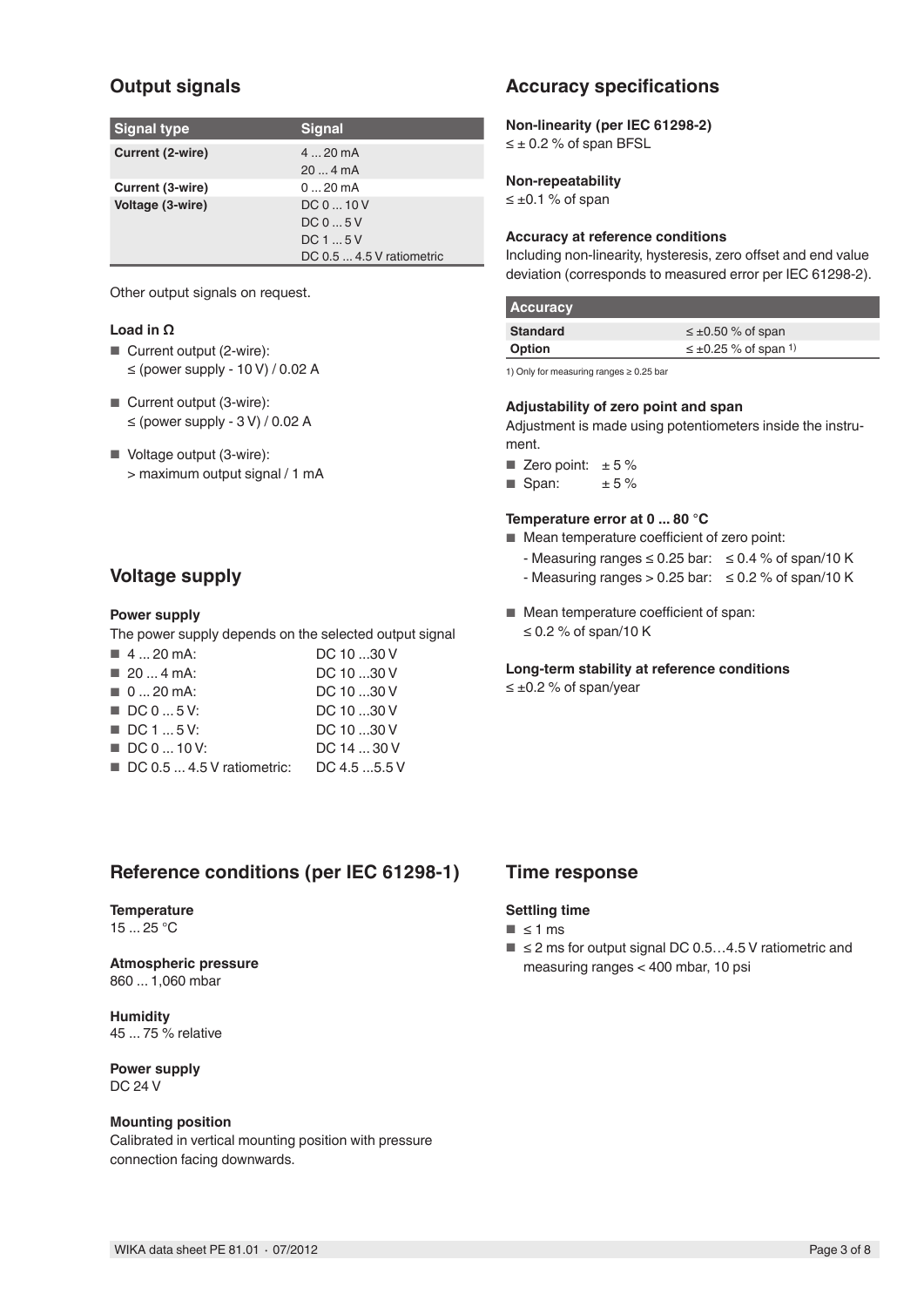## Output signals

| Signal type | Signal |
|---|---|
| **Current (2-wire)** | 4 ... 20 mA |
| | 20 ... 4 mA |
| **Current (3-wire)** | 0 ... 20 mA |
| **Voltage (3-wire)** | DC 0 ... 10 V |
| | DC 0 ... 5 V |
| | DC 1 ... 5 V |
| | DC 0.5 ... 4.5 V ratiometric |

Other output signals on request.

### Load in Ω

- Current output (2-wire):
  ≤ (power supply - 10 V) / 0.02 A
- Current output (3-wire):
  ≤ (power supply - 3 V) / 0.02 A
- Voltage output (3-wire):
  > maximum output signal / 1 mA

## Voltage supply

### Power supply

The power supply depends on the selected output signal

- 4 ... 20 mA: DC 10 ...30 V
- 20 ... 4 mA: DC 10 ...30 V
- 0 ... 20 mA: DC 10 ...30 V
- DC 0 ... 5 V: DC 10 ...30 V
- DC 1 ... 5 V: DC 10 ...30 V
- DC 0 ... 10 V: DC 14 ... 30 V
- DC 0.5 ... 4.5 V ratiometric: DC 4.5 ...5.5 V

## Accuracy specifications

### Non-linearity (per IEC 61298-2)

≤ ± 0.2 % of span BFSL

### Non-repeatability

≤ ±0.1 % of span

### Accuracy at reference conditions

Including non-linearity, hysteresis, zero offset and end value deviation (corresponds to measured error per IEC 61298-2).

| Accuracy | |
|---|---|
| **Standard** | ≤ ±0.50 % of span |
| **Option** | ≤ ±0.25 % of span [1] |

1) Only for measuring ranges ≥ 0.25 bar

### Adjustability of zero point and span

Adjustment is made using potentiometers inside the instrument.

- Zero point: ± 5 %
- Span: ± 5 %

### Temperature error at 0 ... 80 °C

- Mean temperature coefficient of zero point:
  - Measuring ranges ≤ 0.25 bar: ≤ 0.4 % of span/10 K
  - Measuring ranges > 0.25 bar: ≤ 0.2 % of span/10 K
- Mean temperature coefficient of span:
  ≤ 0.2 % of span/10 K

### Long-term stability at reference conditions

≤ ±0.2 % of span/year

## Reference conditions (per IEC 61298-1)

### Temperature

15 ... 25 °C

### Atmospheric pressure

860 ... 1,060 mbar

### Humidity

45 ... 75 % relative

### Power supply

DC 24 V

### Mounting position

Calibrated in vertical mounting position with pressure connection facing downwards.

## Time response

### Settling time

- ≤ 1 ms
- ≤ 2 ms for output signal DC 0.5…4.5 V ratiometric and measuring ranges < 400 mbar, 10 psi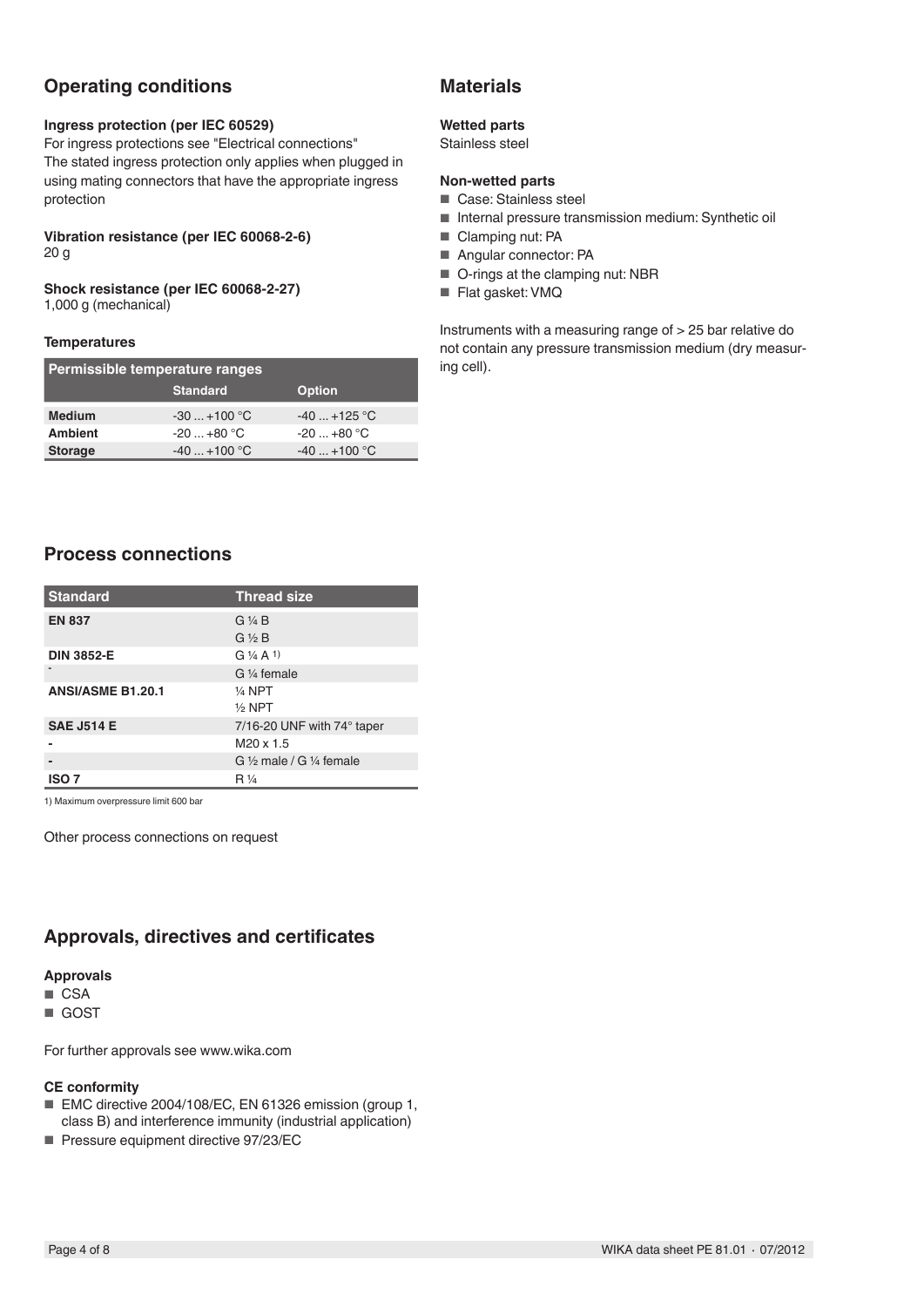## Operating conditions

**Ingress protection (per IEC 60529)**
For ingress protections see "Electrical connections"
The stated ingress protection only applies when plugged in using mating connectors that have the appropriate ingress protection

**Vibration resistance (per IEC 60068-2-6)**
20 g

**Shock resistance (per IEC 60068-2-27)**
1,000 g (mechanical)

**Temperatures**

| Permissible temperature ranges | | |
|---|---|---|
| | **Standard** | **Option** |
| **Medium** | -30 ... +100 °C | -40 ... +125 °C |
| **Ambient** | -20 ... +80 °C | -20 ... +80 °C |
| **Storage** | -40 ... +100 °C | -40 ... +100 °C |

## Materials

**Wetted parts**
Stainless steel

**Non-wetted parts**
- Case: Stainless steel
- Internal pressure transmission medium: Synthetic oil
- Clamping nut: PA
- Angular connector: PA
- O-rings at the clamping nut: NBR
- Flat gasket: VMQ

Instruments with a measuring range of > 25 bar relative do not contain any pressure transmission medium (dry measuring cell).

## Process connections

| Standard | Thread size |
|---|---|
| **EN 837** | G ¼ B<br>G ½ B |
| **DIN 3852-E** | G ¼ A [1] |
| - | G ¼ female |
| **ANSI/ASME B1.20.1** | ¼ NPT<br>½ NPT |
| **SAE J514 E** | 7/16-20 UNF with 74° taper |
| - | M20 x 1.5 |
| - | G ½ male / G ¼ female |
| **ISO 7** | R ¼ |

1) Maximum overpressure limit 600 bar

Other process connections on request

## Approvals, directives and certificates

**Approvals**
- CSA
- GOST

For further approvals see www.wika.com

**CE conformity**
- EMC directive 2004/108/EC, EN 61326 emission (group 1, class B) and interference immunity (industrial application)
- Pressure equipment directive 97/23/EC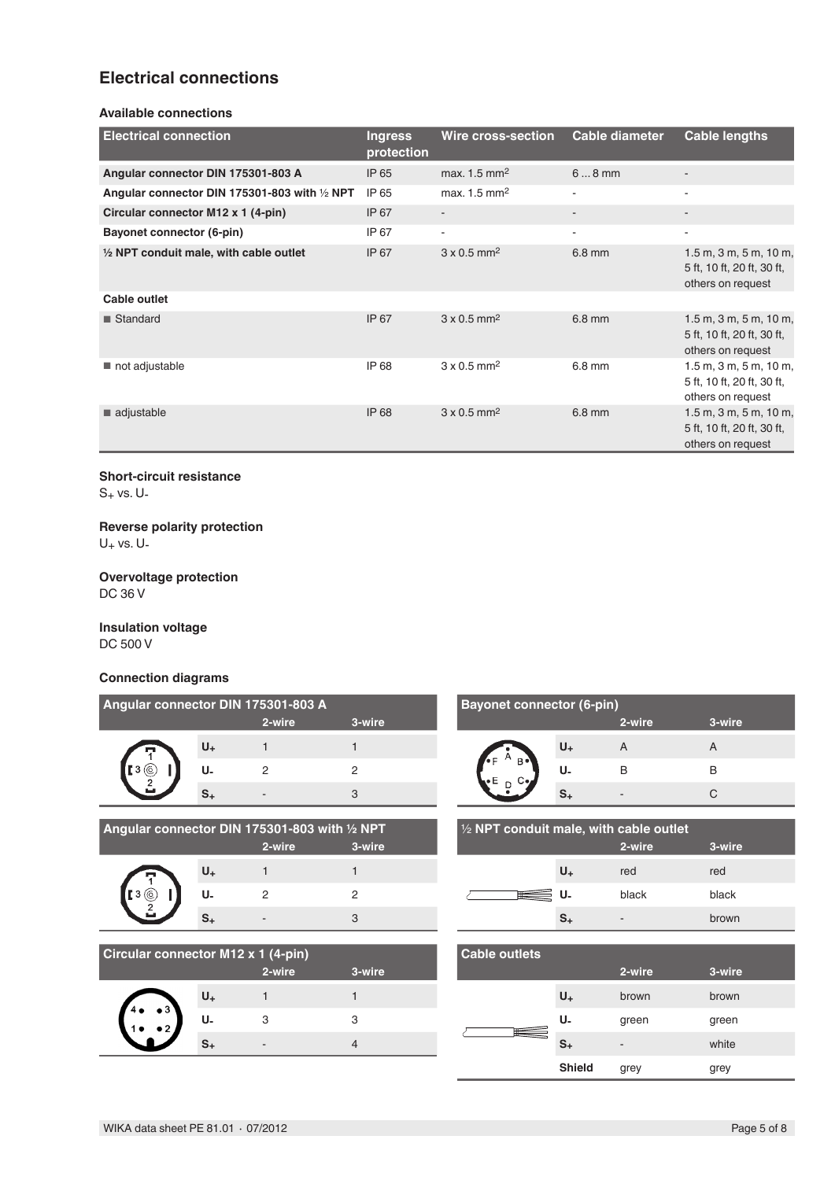# Electrical connections

### Available connections

| Electrical connection | Ingress protection | Wire cross-section | Cable diameter | Cable lengths |
|---|---|---|---|---|
| **Angular connector DIN 175301-803 A** | IP 65 | max. 1.5 mm² | 6 ... 8 mm | - |
| **Angular connector DIN 175301-803 with ½ NPT** | IP 65 | max. 1.5 mm² | - | - |
| **Circular connector M12 x 1 (4-pin)** | IP 67 | - | - | - |
| **Bayonet connector (6-pin)** | IP 67 | - | - | - |
| **½ NPT conduit male, with cable outlet** | IP 67 | 3 x 0.5 mm² | 6.8 mm | 1.5 m, 3 m, 5 m, 10 m, 5 ft, 10 ft, 20 ft, 30 ft, others on request |
| **Cable outlet** | | | | |
| ■ Standard | IP 67 | 3 x 0.5 mm² | 6.8 mm | 1.5 m, 3 m, 5 m, 10 m, 5 ft, 10 ft, 20 ft, 30 ft, others on request |
| ■ not adjustable | IP 68 | 3 x 0.5 mm² | 6.8 mm | 1.5 m, 3 m, 5 m, 10 m, 5 ft, 10 ft, 20 ft, 30 ft, others on request |
| ■ adjustable | IP 68 | 3 x 0.5 mm² | 6.8 mm | 1.5 m, 3 m, 5 m, 10 m, 5 ft, 10 ft, 20 ft, 30 ft, others on request |

### Short-circuit resistance

$S_+$ vs. $U_-$

### Reverse polarity protection

$U_+$ vs. $U_-$

### Overvoltage protection

DC 36 V

### Insulation voltage

DC 500 V

### Connection diagrams

**Angular connector DIN 175301-803 A**

| | 2-wire | 3-wire |
|---|---|---|
| $U_+$ | 1 | 1 |
| $U_-$ | 2 | 2 |
| $S_+$ | - | 3 |

**Angular connector DIN 175301-803 with ½ NPT**

| | 2-wire | 3-wire |
|---|---|---|
| $U_+$ | 1 | 1 |
| $U_-$ | 2 | 2 |
| $S_+$ | - | 3 |

**Circular connector M12 x 1 (4-pin)**

| | 2-wire | 3-wire |
|---|---|---|
| $U_+$ | 1 | 1 |
| $U_-$ | 3 | 3 |
| $S_+$ | - | 4 |

**Bayonet connector (6-pin)**

| | 2-wire | 3-wire |
|---|---|---|
| $U_+$ | A | A |
| $U_-$ | B | B |
| $S_+$ | - | C |

**½ NPT conduit male, with cable outlet**

| | 2-wire | 3-wire |
|---|---|---|
| $U_+$ | red | red |
| $U_-$ | black | black |
| $S_+$ | - | brown |

**Cable outlets**

| | 2-wire | 3-wire |
|---|---|---|
| $U_+$ | brown | brown |
| $U_-$ | green | green |
| $S_+$ | - | white |
| Shield | grey | grey |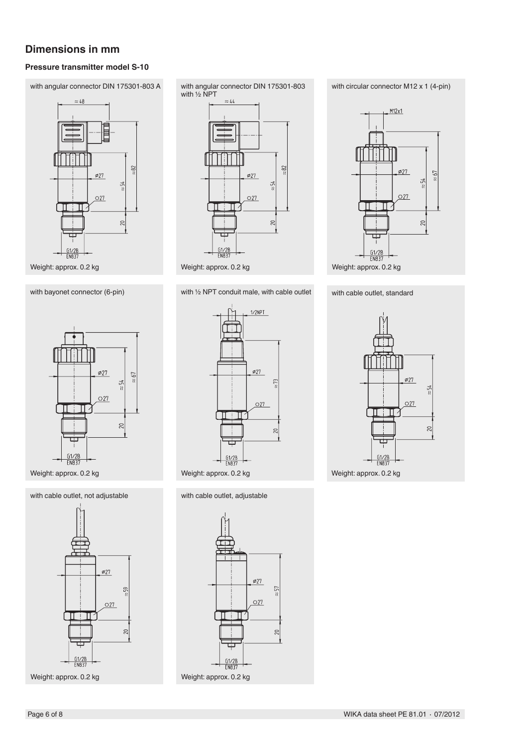## Dimensions in mm

### Pressure transmitter model S-10

with angular connector DIN 175301-803 A

Weight: approx. 0.2 kg

with angular connector DIN 175301-803 with ½ NPT

Weight: approx. 0.2 kg

with circular connector M12 x 1 (4-pin)

Weight: approx. 0.2 kg

with bayonet connector (6-pin)

Weight: approx. 0.2 kg

with ½ NPT conduit male, with cable outlet

Weight: approx. 0.2 kg

with cable outlet, standard

Weight: approx. 0.2 kg

with cable outlet, not adjustable

Weight: approx. 0.2 kg

with cable outlet, adjustable

Weight: approx. 0.2 kg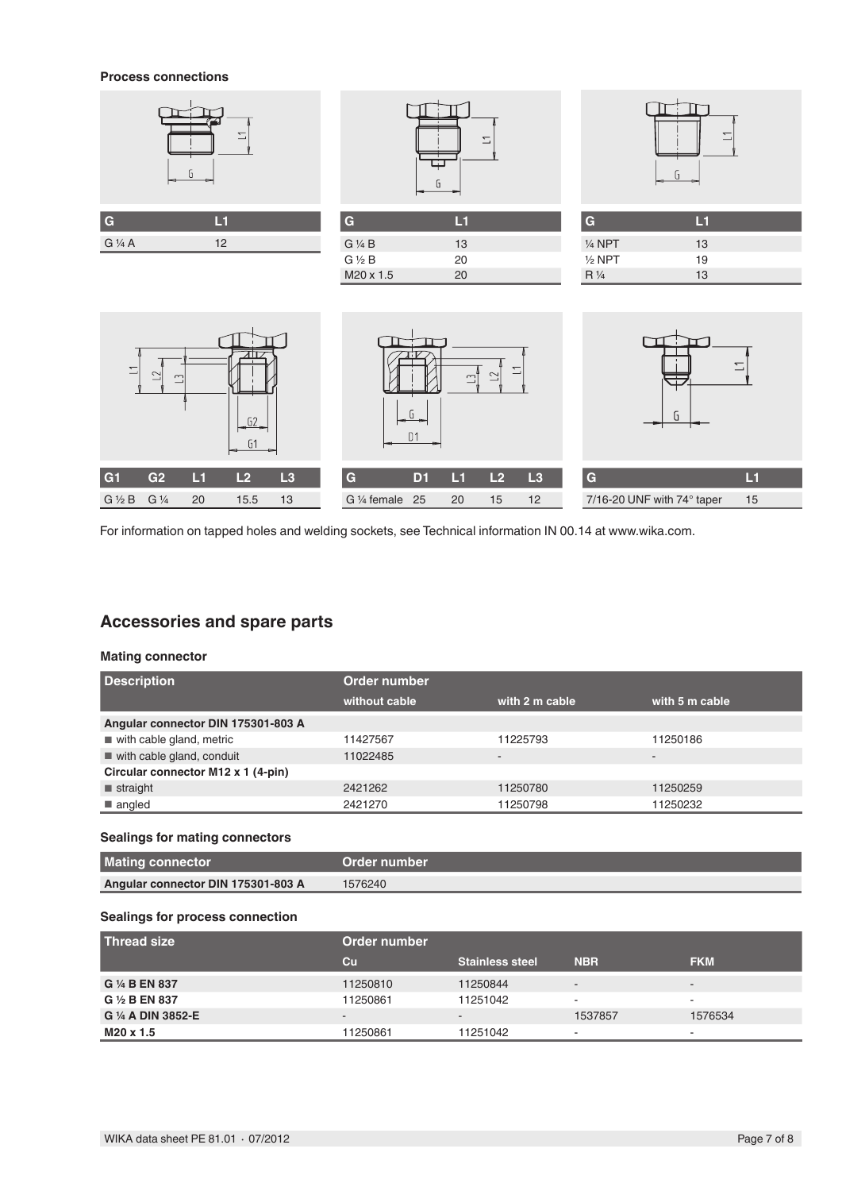### Process connections

| G | L1 |
|---|---|
| G ¼ A | 12 |

| G | L1 |
|---|---|
| G ¼ B | 13 |
| G ½ B | 20 |
| M20 x 1.5 | 20 |

| G | L1 |
|---|---|
| ¼ NPT | 13 |
| ½ NPT | 19 |
| R ¼ | 13 |

| G1 | G2 | L1 | L2 | L3 |
|---|---|---|---|---|
| G ½ B | G ¼ | 20 | 15.5 | 13 |

| G | D1 | L1 | L2 | L3 |
|---|---|---|---|---|
| G ¼ female | 25 | 20 | 15 | 12 |

| G | L1 |
|---|---|
| 7/16-20 UNF with 74° taper | 15 |

For information on tapped holes and welding sockets, see Technical information IN 00.14 at www.wika.com.

## Accessories and spare parts

### Mating connector

| Description | Order number | | |
|---|---|---|---|
| | without cable | with 2 m cable | with 5 m cable |
| **Angular connector DIN 175301-803 A** | | | |
| ■ with cable gland, metric | 11427567 | 11225793 | 11250186 |
| ■ with cable gland, conduit | 11022485 | - | - |
| **Circular connector M12 x 1 (4-pin)** | | | |
| ■ straight | 2421262 | 11250780 | 11250259 |
| ■ angled | 2421270 | 11250798 | 11250232 |

### Sealings for mating connectors

| Mating connector | Order number |
|---|---|
| **Angular connector DIN 175301-803 A** | 1576240 |

### Sealings for process connection

| Thread size | Order number | | | |
|---|---|---|---|---|
| | Cu | Stainless steel | NBR | FKM |
| **G ¼ B EN 837** | 11250810 | 11250844 | - | - |
| **G ½ B EN 837** | 11250861 | 11251042 | - | - |
| **G ¼ A DIN 3852-E** | - | - | 1537857 | 1576534 |
| **M20 x 1.5** | 11250861 | 11251042 | - | - |

WIKA data sheet PE 81.01 · 07/2012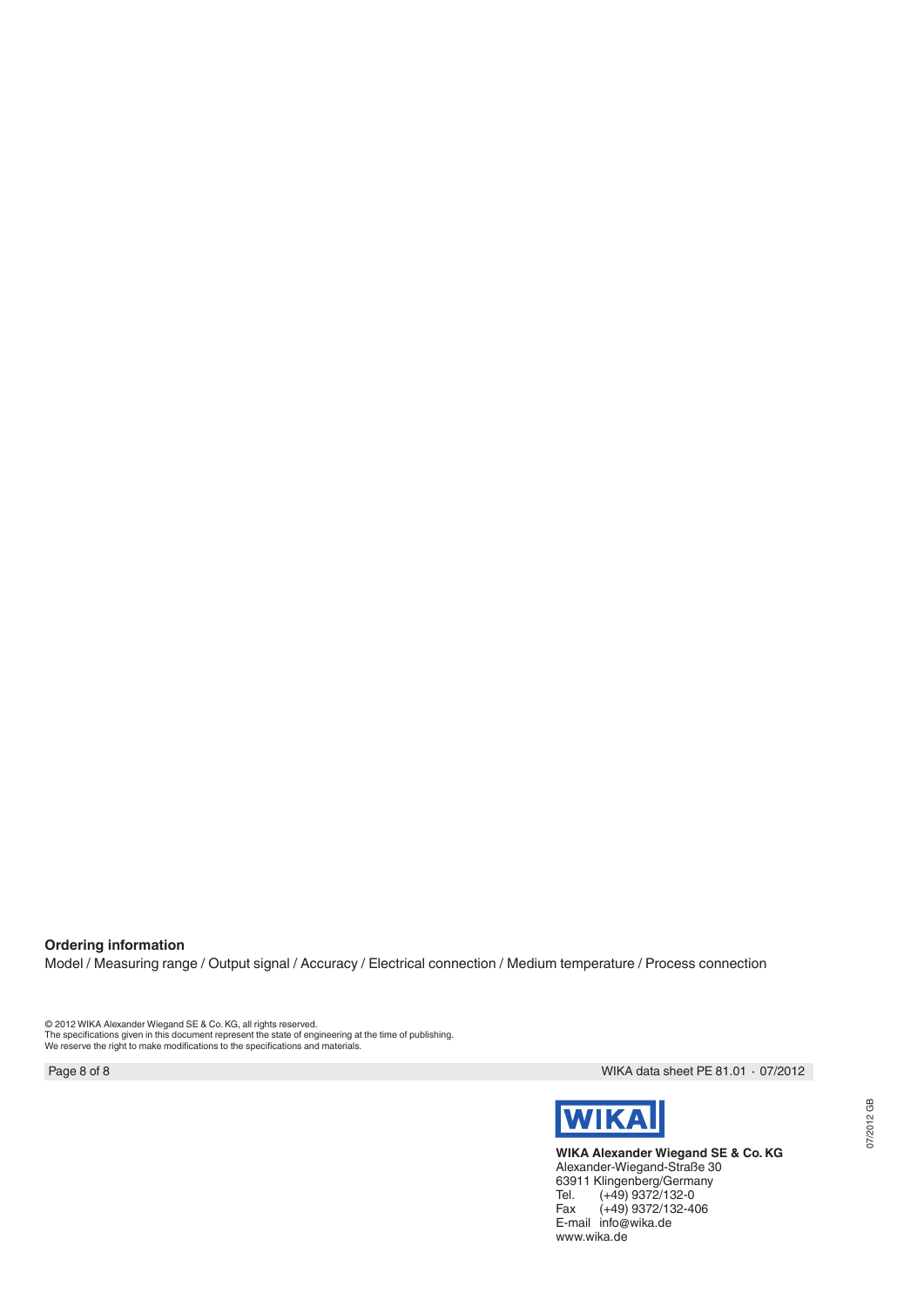**Ordering information**

Model / Measuring range / Output signal / Accuracy / Electrical connection / Medium temperature / Process connection

© 2012 WIKA Alexander Wiegand SE & Co. KG, all rights reserved.
The specifications given in this document represent the state of engineering at the time of publishing.
We reserve the right to make modifications to the specifications and materials.

**WIKA Alexander Wiegand SE & Co. KG**
Alexander-Wiegand-Straße 30
63911 Klingenberg/Germany
Tel. (+49) 9372/132-0
Fax (+49) 9372/132-406
E-mail info@wika.de
www.wika.de